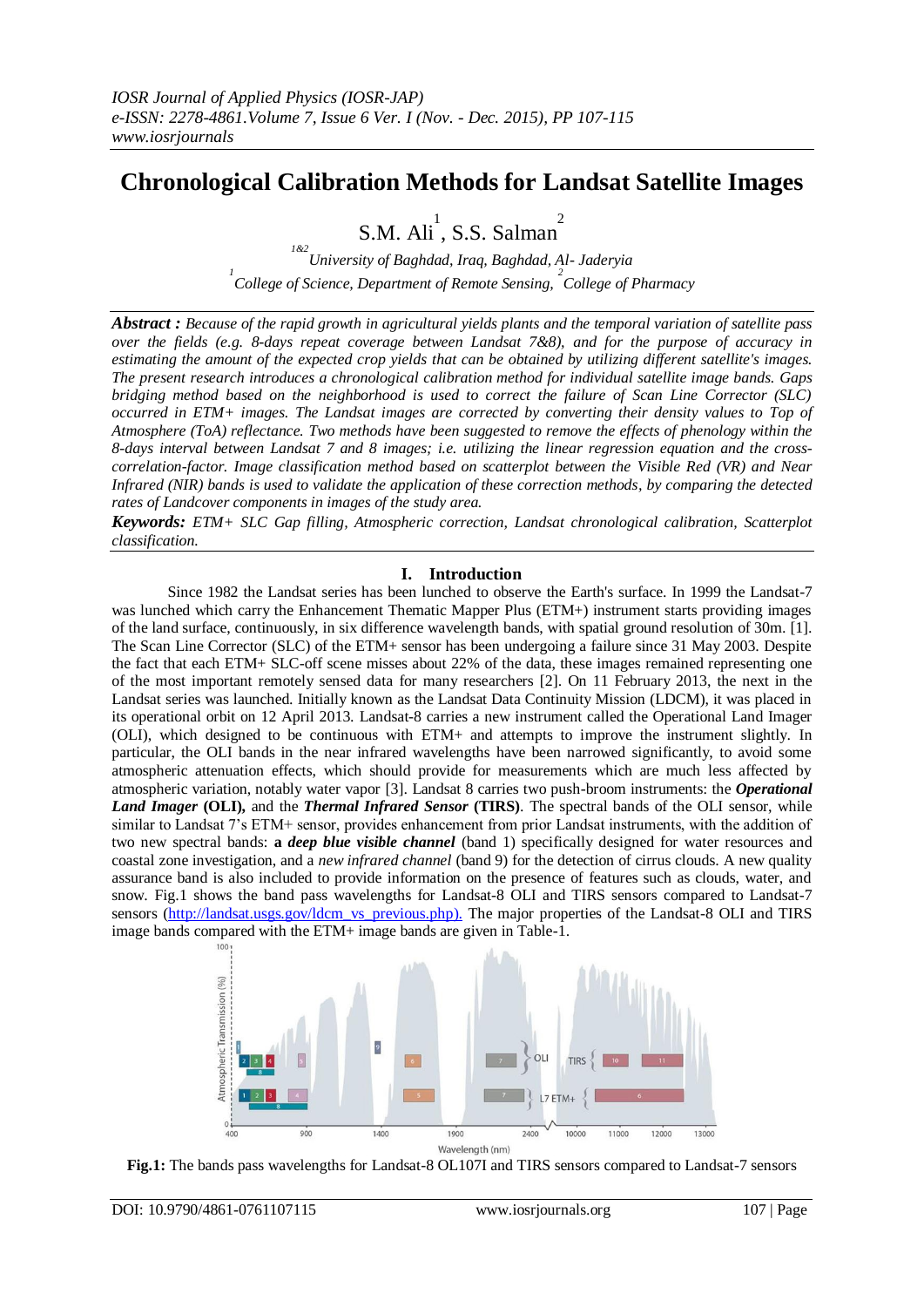# Chronological Calibration Methods for Landsat Satellite Images

S.M. Ali [1], S.S. Salman [2]

[1&2] University of Baghdad, Iraq, Baghdad, Al- Jaderyia
[1] College of Science, Department of Remote Sensing, [2] College of Pharmacy

***Abstract :*** *Because of the rapid growth in agricultural yields plants and the temporal variation of satellite pass over the fields (e.g. 8-days repeat coverage between Landsat 7&8), and for the purpose of accuracy in estimating the amount of the expected crop yields that can be obtained by utilizing different satellite's images. The present research introduces a chronological calibration method for individual satellite image bands. Gaps bridging method based on the neighborhood is used to correct the failure of Scan Line Corrector (SLC) occurred in ETM+ images. The Landsat images are corrected by converting their density values to Top of Atmosphere (ToA) reflectance. Two methods have been suggested to remove the effects of phenology within the 8-days interval between Landsat 7 and 8 images; i.e. utilizing the linear regression equation and the cross-correlation-factor. Image classification method based on scatterplot between the Visible Red (VR) and Near Infrared (NIR) bands is used to validate the application of these correction methods, by comparing the detected rates of Landcover components in images of the study area.*

***Keywords:*** *ETM+ SLC Gap filling, Atmospheric correction, Landsat chronological calibration, Scatterplot classification.*

## I. Introduction

Since 1982 the Landsat series has been lunched to observe the Earth's surface. In 1999 the Landsat-7 was lunched which carry the Enhancement Thematic Mapper Plus (ETM+) instrument starts providing images of the land surface, continuously, in six difference wavelength bands, with spatial ground resolution of 30m. [1]. The Scan Line Corrector (SLC) of the ETM+ sensor has been undergoing a failure since 31 May 2003. Despite the fact that each ETM+ SLC-off scene misses about 22% of the data, these images remained representing one of the most important remotely sensed data for many researchers [2]. On 11 February 2013, the next in the Landsat series was launched. Initially known as the Landsat Data Continuity Mission (LDCM), it was placed in its operational orbit on 12 April 2013. Landsat-8 carries a new instrument called the Operational Land Imager (OLI), which designed to be continuous with ETM+ and attempts to improve the instrument slightly. In particular, the OLI bands in the near infrared wavelengths have been narrowed significantly, to avoid some atmospheric attenuation effects, which should provide for measurements which are much less affected by atmospheric variation, notably water vapor [3]. Landsat 8 carries two push-broom instruments: the ***Operational Land Imager*** **(OLI),** and the ***Thermal Infrared Sensor*** **(TIRS)**. The spectral bands of the OLI sensor, while similar to Landsat 7's ETM+ sensor, provides enhancement from prior Landsat instruments, with the addition of two new spectral bands: **a *deep blue visible channel*** (band 1) specifically designed for water resources and coastal zone investigation, and a *new infrared channel* (band 9) for the detection of cirrus clouds. A new quality assurance band is also included to provide information on the presence of features such as clouds, water, and snow. Fig.1 shows the band pass wavelengths for Landsat-8 OLI and TIRS sensors compared to Landsat-7 sensors (http://landsat.usgs.gov/ldcm_vs_previous.php). The major properties of the Landsat-8 OLI and TIRS image bands compared with the ETM+ image bands are given in Table-1.

**Fig.1:** The bands pass wavelengths for Landsat-8 OL107I and TIRS sensors compared to Landsat-7 sensors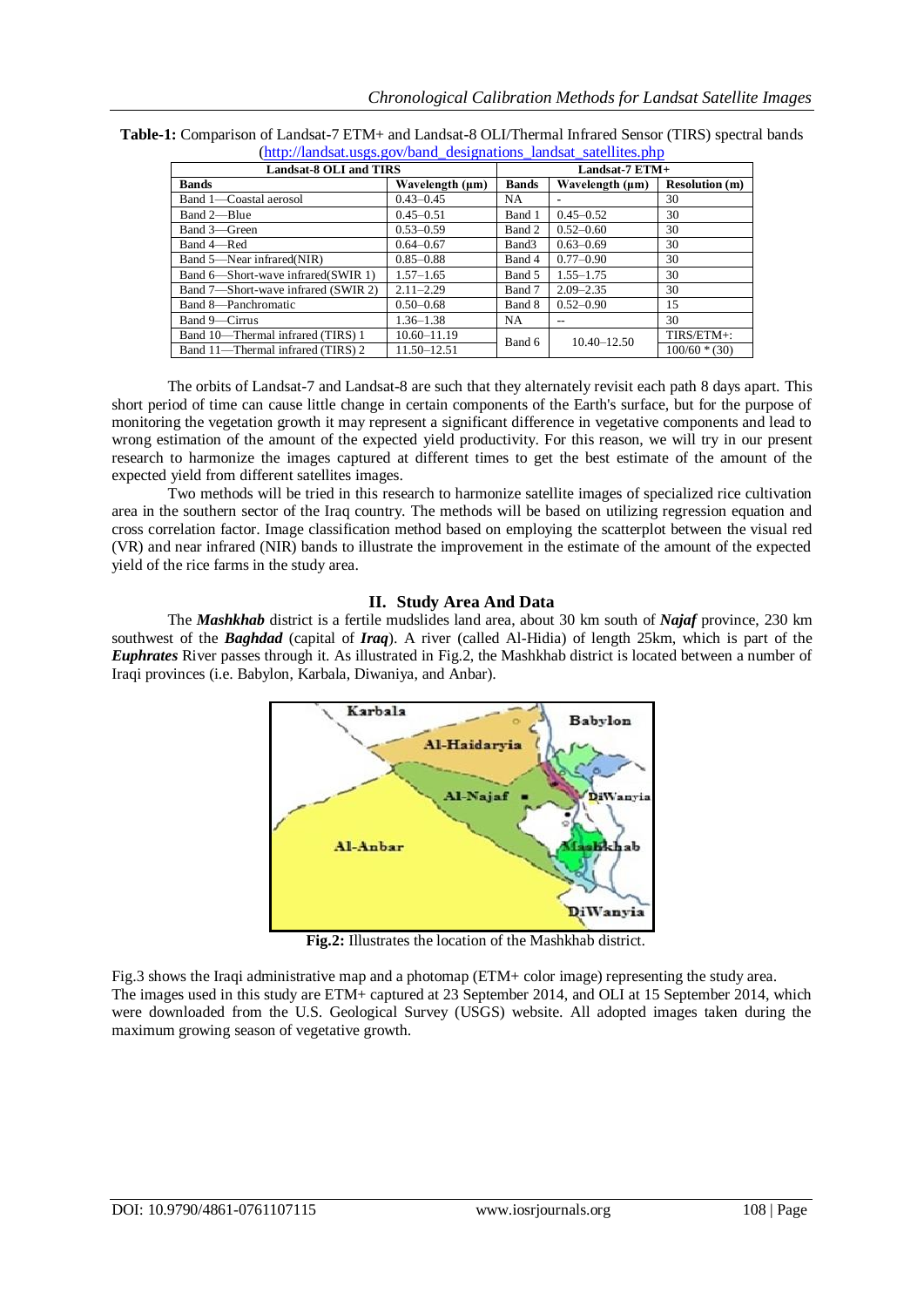**Table-1:** Comparison of Landsat-7 ETM+ and Landsat-8 OLI/Thermal Infrared Sensor (TIRS) spectral bands (http://landsat.usgs.gov/band_designations_landsat_satellites.php)

| Landsat-8 OLI and TIRS | | Landsat-7 ETM+ | | |
|---|---|---|---|---|
| **Bands** | **Wavelength (µm)** | **Bands** | **Wavelength (µm)** | **Resolution (m)** |
| Band 1—Coastal aerosol | 0.43–0.45 | NA | - | 30 |
| Band 2—Blue | 0.45–0.51 | Band 1 | 0.45–0.52 | 30 |
| Band 3—Green | 0.53–0.59 | Band 2 | 0.52–0.60 | 30 |
| Band 4—Red | 0.64–0.67 | Band3 | 0.63–0.69 | 30 |
| Band 5—Near infrared(NIR) | 0.85–0.88 | Band 4 | 0.77–0.90 | 30 |
| Band 6—Short-wave infrared(SWIR 1) | 1.57–1.65 | Band 5 | 1.55–1.75 | 30 |
| Band 7—Short-wave infrared (SWIR 2) | 2.11–2.29 | Band 7 | 2.09–2.35 | 30 |
| Band 8—Panchromatic | 0.50–0.68 | Band 8 | 0.52–0.90 | 15 |
| Band 9—Cirrus | 1.36–1.38 | NA | -- | 30 |
| Band 10—Thermal infrared (TIRS) 1 | 10.60–11.19 | Band 6 | 10.40–12.50 | TIRS/ETM+: |
| Band 11—Thermal infrared (TIRS) 2 | 11.50–12.51 | | | 100/60 * (30) |

The orbits of Landsat-7 and Landsat-8 are such that they alternately revisit each path 8 days apart. This short period of time can cause little change in certain components of the Earth's surface, but for the purpose of monitoring the vegetation growth it may represent a significant difference in vegetative components and lead to wrong estimation of the amount of the expected yield productivity. For this reason, we will try in our present research to harmonize the images captured at different times to get the best estimate of the amount of the expected yield from different satellites images.

Two methods will be tried in this research to harmonize satellite images of specialized rice cultivation area in the southern sector of the Iraq country. The methods will be based on utilizing regression equation and cross correlation factor. Image classification method based on employing the scatterplot between the visual red (VR) and near infrared (NIR) bands to illustrate the improvement in the estimate of the amount of the expected yield of the rice farms in the study area.

## II. Study Area And Data

The ***Mashkhab*** district is a fertile mudslides land area, about 30 km south of ***Najaf*** province, 230 km southwest of the ***Baghdad*** (capital of ***Iraq***). A river (called Al-Hidia) of length 25km, which is part of the ***Euphrates*** River passes through it. As illustrated in Fig.2, the Mashkhab district is located between a number of Iraqi provinces (i.e. Babylon, Karbala, Diwaniya, and Anbar).

**Fig.2:** Illustrates the location of the Mashkhab district.

Fig.3 shows the Iraqi administrative map and a photomap (ETM+ color image) representing the study area. The images used in this study are ETM+ captured at 23 September 2014, and OLI at 15 September 2014, which were downloaded from the U.S. Geological Survey (USGS) website. All adopted images taken during the maximum growing season of vegetative growth.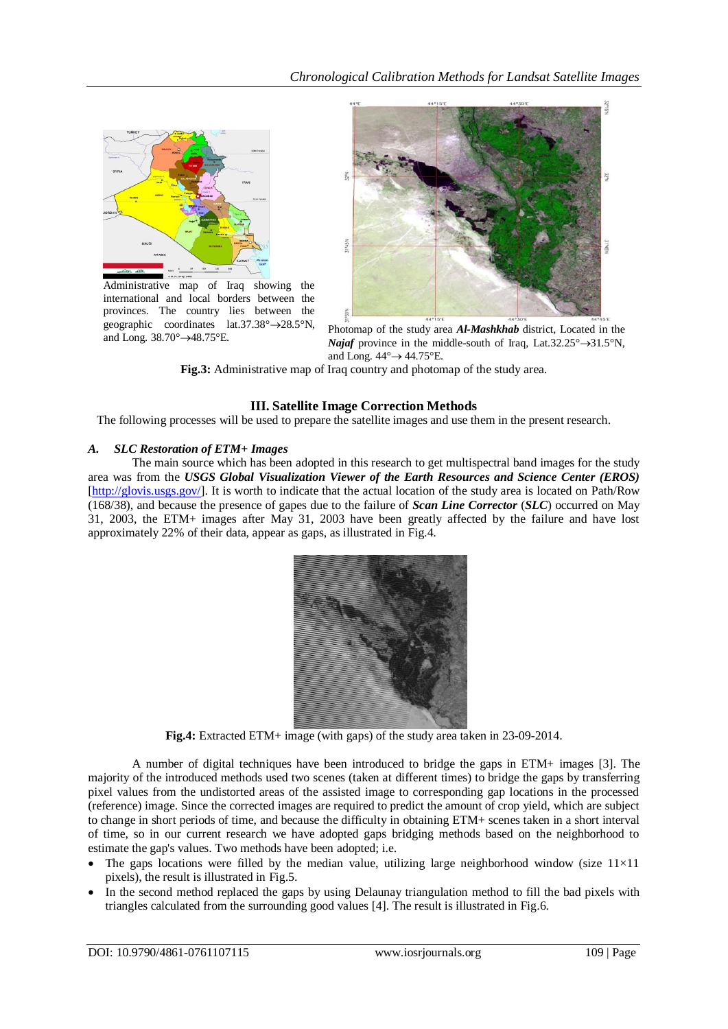Administrative map of Iraq showing the international and local borders between the provinces. The country lies between the geographic coordinates lat.37.38°→28.5°N, and Long. 38.70°→48.75°E.

Photomap of the study area ***Al-Mashkhab*** district, Located in the ***Najaf*** province in the middle-south of Iraq, Lat.32.25°→31.5°N, and Long. 44°→ 44.75°E.

**Fig.3:** Administrative map of Iraq country and photomap of the study area.

## III. Satellite Image Correction Methods

The following processes will be used to prepare the satellite images and use them in the present research.

### *A. SLC Restoration of ETM+ Images*

The main source which has been adopted in this research to get multispectral band images for the study area was from the ***USGS Global Visualization Viewer of the Earth Resources and Science Center (EROS)*** [http://glovis.usgs.gov/]. It is worth to indicate that the actual location of the study area is located on Path/Row (168/38), and because the presence of gapes due to the failure of ***Scan Line Corrector*** (***SLC***) occurred on May 31, 2003, the ETM+ images after May 31, 2003 have been greatly affected by the failure and have lost approximately 22% of their data, appear as gaps, as illustrated in Fig.4.

**Fig.4:** Extracted ETM+ image (with gaps) of the study area taken in 23-09-2014.

A number of digital techniques have been introduced to bridge the gaps in ETM+ images [3]. The majority of the introduced methods used two scenes (taken at different times) to bridge the gaps by transferring pixel values from the undistorted areas of the assisted image to corresponding gap locations in the processed (reference) image. Since the corrected images are required to predict the amount of crop yield, which are subject to change in short periods of time, and because the difficulty in obtaining ETM+ scenes taken in a short interval of time, so in our current research we have adopted gaps bridging methods based on the neighborhood to estimate the gap's values. Two methods have been adopted; i.e.

- The gaps locations were filled by the median value, utilizing large neighborhood window (size 11×11 pixels), the result is illustrated in Fig.5.
- In the second method replaced the gaps by using Delaunay triangulation method to fill the bad pixels with triangles calculated from the surrounding good values [4]. The result is illustrated in Fig.6.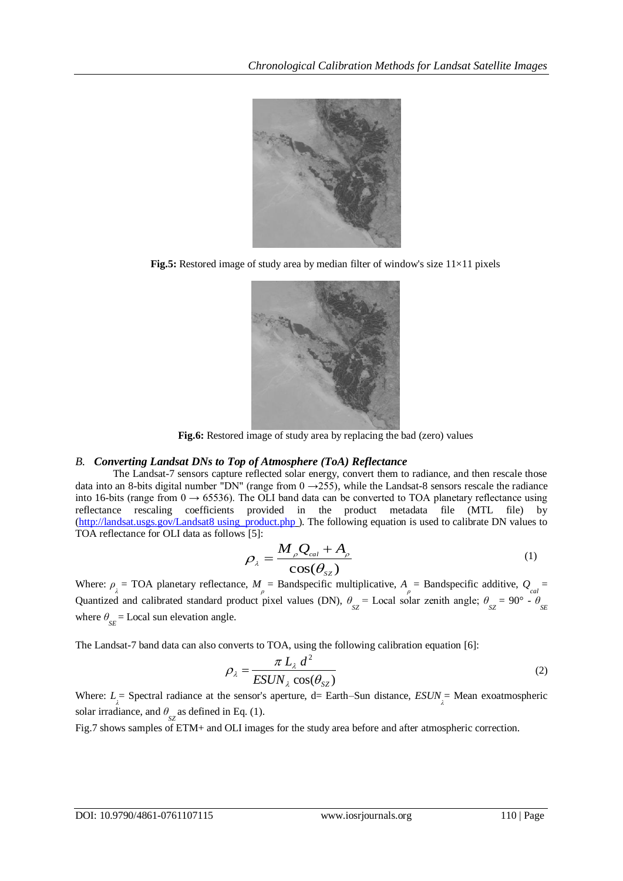**Fig.5:** Restored image of study area by median filter of window's size 11×11 pixels

**Fig.6:** Restored image of study area by replacing the bad (zero) values

### *B. Converting Landsat DNs to Top of Atmosphere (ToA) Reflectance*

The Landsat-7 sensors capture reflected solar energy, convert them to radiance, and then rescale those data into an 8-bits digital number "DN" (range from 0 →255), while the Landsat-8 sensors rescale the radiance into 16-bits (range from 0 → 65536). The OLI band data can be converted to TOA planetary reflectance using reflectance rescaling coefficients provided in the product metadata file (MTL file) by (http://landsat.usgs.gov/Landsat8 using_product.php ). The following equation is used to calibrate DN values to TOA reflectance for OLI data as follows [5]:

$$\rho_{\lambda} = \frac{M_{\rho} Q_{cal} + A_{\rho}}{\cos(\theta_{SZ})} \tag{1}$$

Where: $\rho_{\lambda}$ = TOA planetary reflectance, $M_{\rho}$ = Bandspecific multiplicative, $A_{\rho}$ = Bandspecific additive, $Q_{cal}$ = Quantized and calibrated standard product pixel values (DN), $\theta_{SZ}$ = Local solar zenith angle; $\theta_{SZ}$ = 90° - $\theta_{SE}$ where $\theta_{SE}$ = Local sun elevation angle.

The Landsat-7 band data can also converts to TOA, using the following calibration equation [6]:

$$\rho_{\lambda} = \frac{\pi \, L_{\lambda} \, d^{2}}{ESUN_{\lambda} \cos(\theta_{SZ})} \tag{2}$$

Where: $L_{\lambda}$ = Spectral radiance at the sensor's aperture, d= Earth–Sun distance, $ESUN_{\lambda}$ = Mean exoatmospheric solar irradiance, and $\theta_{SZ}$ as defined in Eq. (1).

Fig.7 shows samples of ETM+ and OLI images for the study area before and after atmospheric correction.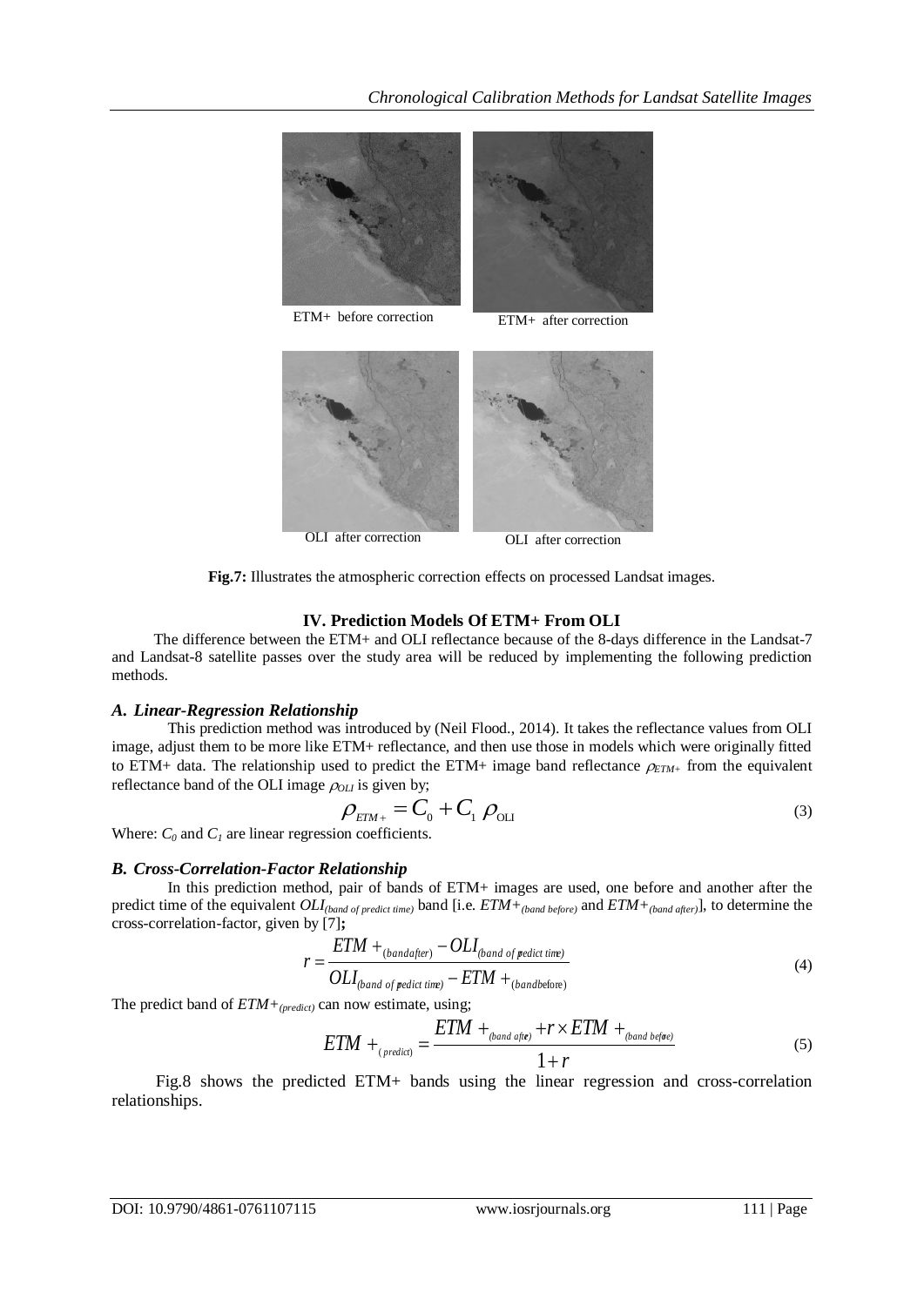ETM+ before correction

ETM+ after correction

OLI after correction

OLI after correction

**Fig.7:** Illustrates the atmospheric correction effects on processed Landsat images.

## IV. Prediction Models Of ETM+ From OLI

The difference between the ETM+ and OLI reflectance because of the 8-days difference in the Landsat-7 and Landsat-8 satellite passes over the study area will be reduced by implementing the following prediction methods.

### *A. Linear-Regression Relationship*

This prediction method was introduced by (Neil Flood., 2014). It takes the reflectance values from OLI image, adjust them to be more like ETM+ reflectance, and then use those in models which were originally fitted to ETM+ data. The relationship used to predict the ETM+ image band reflectance $\rho_{ETM+}$ from the equivalent reflectance band of the OLI image $\rho_{OLI}$ is given by;

$$\rho_{ETM+} = C_0 + C_1\ \rho_{OLI} \tag{3}$$

Where: $C_0$ and $C_1$ are linear regression coefficients.

### *B. Cross-Correlation-Factor Relationship*

In this prediction method, pair of bands of ETM+ images are used, one before and another after the predict time of the equivalent $OLI_{(band\ of\ predict\ time)}$ band [i.e. $ETM+_{(band\ before)}$ and $ETM+_{(band\ after)}$], to determine the cross-correlation-factor, given by [7]**;**

$$r = \frac{ETM+_{(band after)} - OLI_{(band\ of\ predict\ time)}}{OLI_{(band\ of\ predict\ time)} - ETM+_{(band before)}} \tag{4}$$

The predict band of $ETM+_{(predict)}$ can now estimate, using;

$$ETM+_{(predict)} = \frac{ETM+_{(band\ after)} + r \times ETM+_{(band\ before)}}{1+r} \tag{5}$$

Fig.8 shows the predicted ETM+ bands using the linear regression and cross-correlation relationships.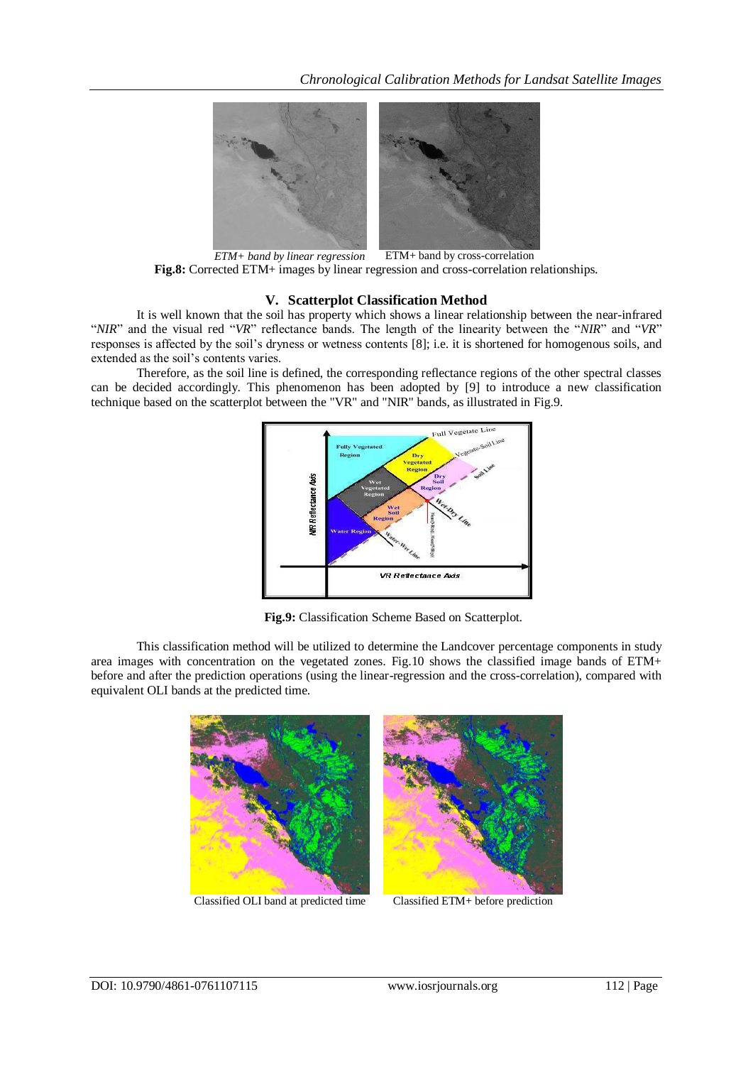*ETM+ band by linear regression* ETM+ band by cross-correlation

**Fig.8:** Corrected ETM+ images by linear regression and cross-correlation relationships.

## V. Scatterplot Classification Method

It is well known that the soil has property which shows a linear relationship between the near-infrared "*NIR*" and the visual red "*VR*" reflectance bands. The length of the linearity between the "*NIR*" and "*VR*" responses is affected by the soil's dryness or wetness contents [8]; i.e. it is shortened for homogenous soils, and extended as the soil's contents varies.

Therefore, as the soil line is defined, the corresponding reflectance regions of the other spectral classes can be decided accordingly. This phenomenon has been adopted by [9] to introduce a new classification technique based on the scatterplot between the "VR" and "NIR" bands, as illustrated in Fig.9.

Full Vegetate Line
Fully Vegetated Region
Dry Vegetated Region
Vegetate-Soil Line
Dry Soil Region
Soil Line
Wet Vegetated Region
Wet Soil Region
Wet-Dry Line
Water Region
Water-Wet Line
NIR Reflectance Axis
VR Reflectance Axis

**Fig.9:** Classification Scheme Based on Scatterplot.

This classification method will be utilized to determine the Landcover percentage components in study area images with concentration on the vegetated zones. Fig.10 shows the classified image bands of ETM+ before and after the prediction operations (using the linear-regression and the cross-correlation), compared with equivalent OLI bands at the predicted time.

Classified OLI band at predicted time Classified ETM+ before prediction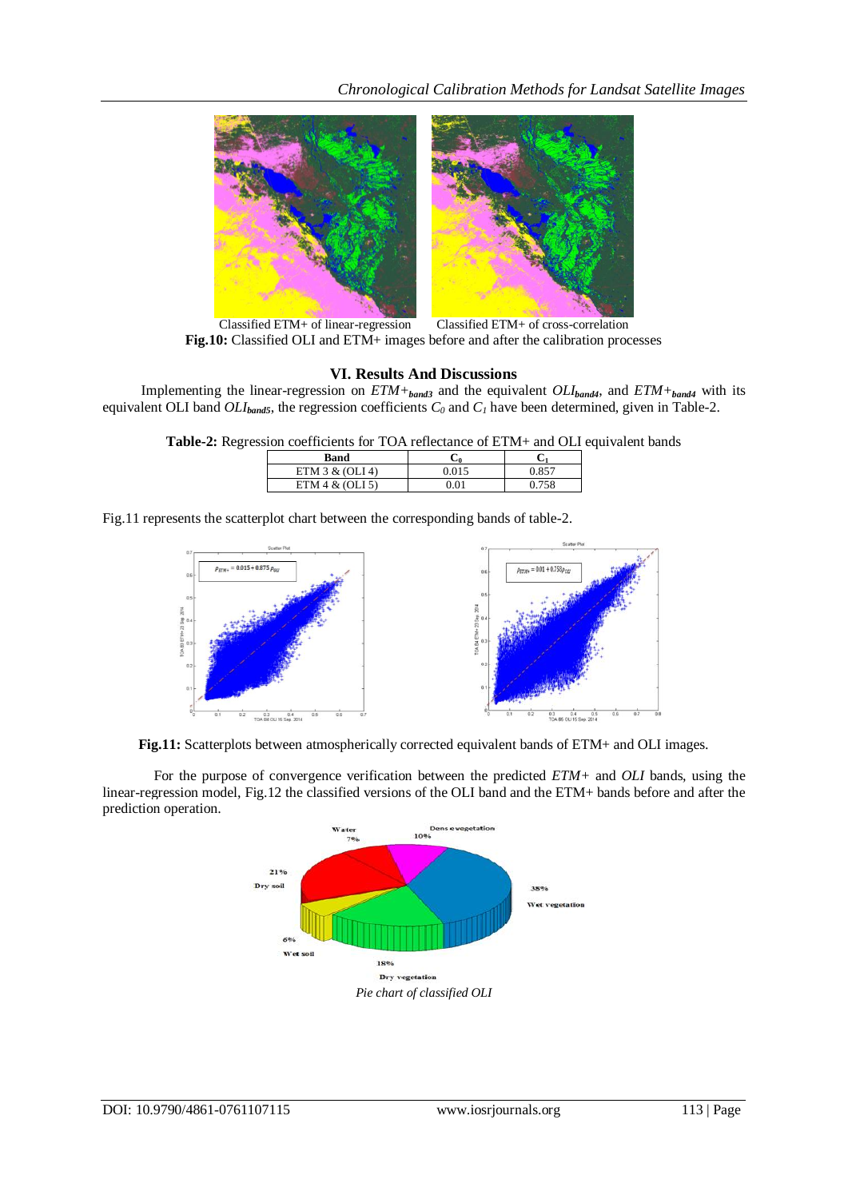Classified ETM+ of linear-regression    Classified ETM+ of cross-correlation

**Fig.10:** Classified OLI and ETM+ images before and after the calibration processes

## VI. Results And Discussions

Implementing the linear-regression on $ETM+_{band3}$ and the equivalent $OLI_{band4}$, and $ETM+_{band4}$ with its equivalent OLI band $OLI_{band5}$, the regression coefficients $C_0$ and $C_1$ have been determined, given in Table-2.

**Table-2:** Regression coefficients for TOA reflectance of ETM+ and OLI equivalent bands

| Band | $C_0$ | $C_1$ |
|---|---|---|
| ETM 3 & (OLI 4) | 0.015 | 0.857 |
| ETM 4 & (OLI 5) | 0.01 | 0.758 |

Fig.11 represents the scatterplot chart between the corresponding bands of table-2.

Scatter Plot

$\rho_{ETM+} = 0.015 + 0.875\,\rho_{OLI}$

TOA B3 ETM+ 23 Sep. 2014

TOA B4 OLI 15 Sep. 2014

Scatter Plot

$\rho_{ETM+} = 0.01 + 0.758\,\rho_{OLI}$

TOA B4 ETM+ 23 Sep. 2014

TOA B5 OLI 15 Sep. 2014

**Fig.11:** Scatterplots between atmospherically corrected equivalent bands of ETM+ and OLI images.

For the purpose of convergence verification between the predicted *ETM+* and *OLI* bands, using the linear-regression model, Fig.12 the classified versions of the OLI band and the ETM+ bands before and after the prediction operation.

Water 7%

Dens evegetation 10%

21% Dry soil

38% Wet vegetation

6% Wet soil

18% Dry vegetation

*Pie chart of classified OLI*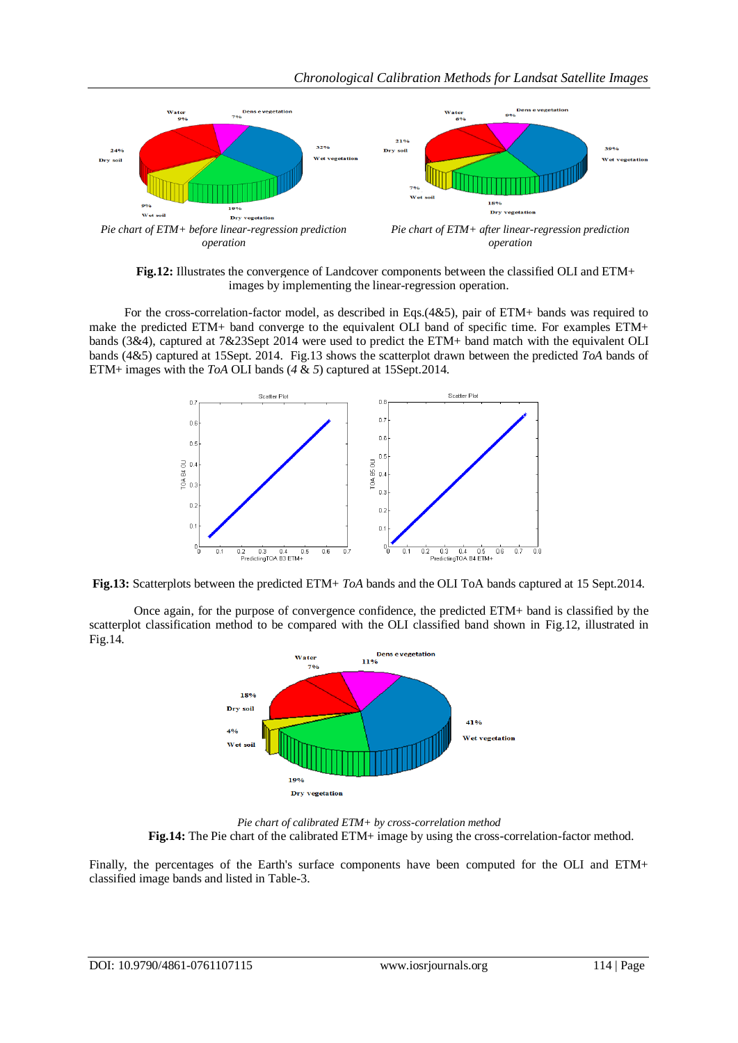Water
9%
Dens e vegetation
7%
24%
Dry soil
32%
Wet vegetation
9%
Wet soil
19%
Dry vegetation

*Pie chart of ETM+ before linear-regression prediction operation*

Water
6%
Dens e vegetation
9%
21%
Dry soil
39%
Wet vegetation
7%
Wet soil
18%
Dry vegetation

*Pie chart of ETM+ after linear-regression prediction operation*

**Fig.12:** Illustrates the convergence of Landcover components between the classified OLI and ETM+ images by implementing the linear-regression operation.

For the cross-correlation-factor model, as described in Eqs.(4&5), pair of ETM+ bands was required to make the predicted ETM+ band converge to the equivalent OLI band of specific time. For examples ETM+ bands (3&4), captured at 7&23Sept 2014 were used to predict the ETM+ band match with the equivalent OLI bands (4&5) captured at 15Sept. 2014. Fig.13 shows the scatterplot drawn between the predicted *ToA* bands of ETM+ images with the *ToA* OLI bands (*4* & *5*) captured at 15Sept.2014.

Scatter Plot
TOA B4 OLI
PredictingTOA B3 ETM+

Scatter Plot
TOA B5 OLI
PredictingTOA B4 ETM+

**Fig.13:** Scatterplots between the predicted ETM+ *ToA* bands and the OLI ToA bands captured at 15 Sept.2014.

Once again, for the purpose of convergence confidence, the predicted ETM+ band is classified by the scatterplot classification method to be compared with the OLI classified band shown in Fig.12, illustrated in Fig.14.

Water
7%
Dens e vegetation
11%
18%
Dry soil
41%
Wet vegetation
4%
Wet soil
19%
Dry vegetation

*Pie chart of calibrated ETM+ by cross-correlation method*

**Fig.14:** The Pie chart of the calibrated ETM+ image by using the cross-correlation-factor method.

Finally, the percentages of the Earth's surface components have been computed for the OLI and ETM+ classified image bands and listed in Table-3.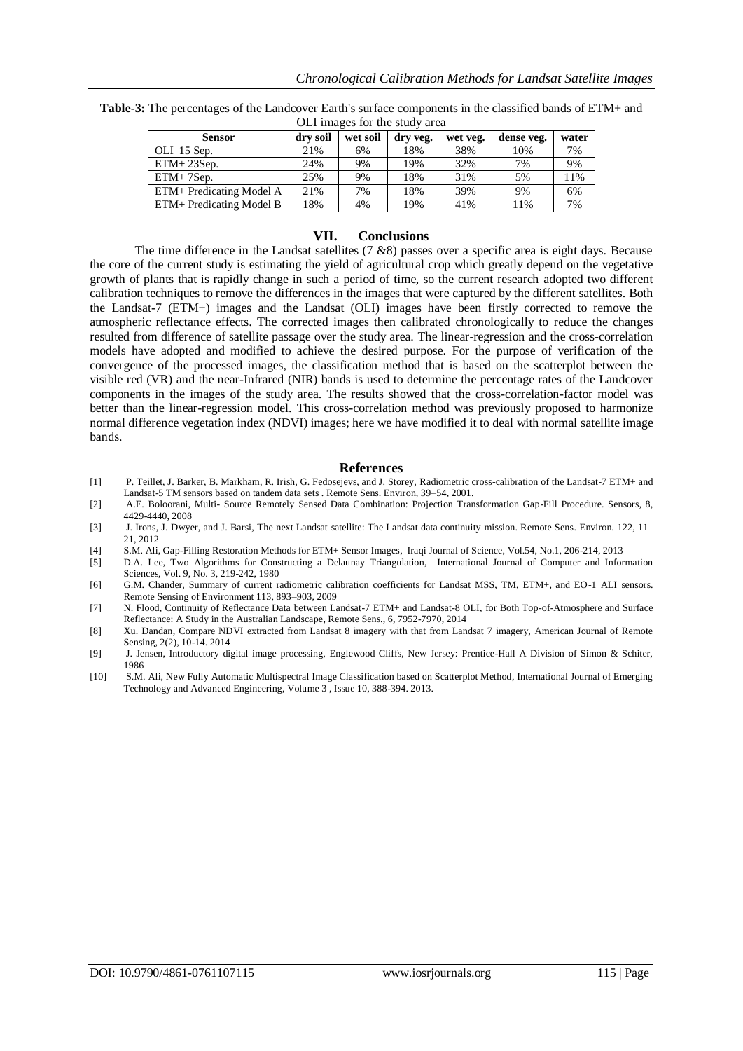**Table-3:** The percentages of the Landcover Earth's surface components in the classified bands of ETM+ and OLI images for the study area

| Sensor | dry soil | wet soil | dry veg. | wet veg. | dense veg. | water |
|---|---|---|---|---|---|---|
| OLI 15 Sep. | 21% | 6% | 18% | 38% | 10% | 7% |
| ETM+ 23Sep. | 24% | 9% | 19% | 32% | 7% | 9% |
| ETM+ 7Sep. | 25% | 9% | 18% | 31% | 5% | 11% |
| ETM+ Predicating Model A | 21% | 7% | 18% | 39% | 9% | 6% |
| ETM+ Predicating Model B | 18% | 4% | 19% | 41% | 11% | 7% |

## VII. Conclusions

The time difference in the Landsat satellites (7 &8) passes over a specific area is eight days. Because the core of the current study is estimating the yield of agricultural crop which greatly depend on the vegetative growth of plants that is rapidly change in such a period of time, so the current research adopted two different calibration techniques to remove the differences in the images that were captured by the different satellites. Both the Landsat-7 (ETM+) images and the Landsat (OLI) images have been firstly corrected to remove the atmospheric reflectance effects. The corrected images then calibrated chronologically to reduce the changes resulted from difference of satellite passage over the study area. The linear-regression and the cross-correlation models have adopted and modified to achieve the desired purpose. For the purpose of verification of the convergence of the processed images, the classification method that is based on the scatterplot between the visible red (VR) and the near-Infrared (NIR) bands is used to determine the percentage rates of the Landcover components in the images of the study area. The results showed that the cross-correlation-factor model was better than the linear-regression model. This cross-correlation method was previously proposed to harmonize normal difference vegetation index (NDVI) images; here we have modified it to deal with normal satellite image bands.

## References

[1] P. Teillet, J. Barker, B. Markham, R. Irish, G. Fedosejevs, and J. Storey, Radiometric cross-calibration of the Landsat-7 ETM+ and Landsat-5 TM sensors based on tandem data sets . Remote Sens. Environ, 39–54, 2001.

[2] A.E. Boloorani, Multi- Source Remotely Sensed Data Combination: Projection Transformation Gap-Fill Procedure. Sensors, 8, 4429-4440, 2008

[3] J. Irons, J. Dwyer, and J. Barsi, The next Landsat satellite: The Landsat data continuity mission. Remote Sens. Environ. 122, 11–21, 2012

[4] S.M. Ali, Gap-Filling Restoration Methods for ETM+ Sensor Images, Iraqi Journal of Science, Vol.54, No.1, 206-214, 2013

[5] D.A. Lee, Two Algorithms for Constructing a Delaunay Triangulation, International Journal of Computer and Information Sciences, Vol. 9, No. 3, 219-242, 1980

[6] G.M. Chander, Summary of current radiometric calibration coefficients for Landsat MSS, TM, ETM+, and EO-1 ALI sensors. Remote Sensing of Environment 113, 893–903, 2009

[7] N. Flood, Continuity of Reflectance Data between Landsat-7 ETM+ and Landsat-8 OLI, for Both Top-of-Atmosphere and Surface Reflectance: A Study in the Australian Landscape, Remote Sens., 6, 7952-7970, 2014

[8] Xu. Dandan, Compare NDVI extracted from Landsat 8 imagery with that from Landsat 7 imagery, American Journal of Remote Sensing, 2(2), 10-14. 2014

[9] J. Jensen, Introductory digital image processing, Englewood Cliffs, New Jersey: Prentice-Hall A Division of Simon & Schiter, 1986

[10] S.M. Ali, New Fully Automatic Multispectral Image Classification based on Scatterplot Method, International Journal of Emerging Technology and Advanced Engineering, Volume 3 , Issue 10, 388-394. 2013.